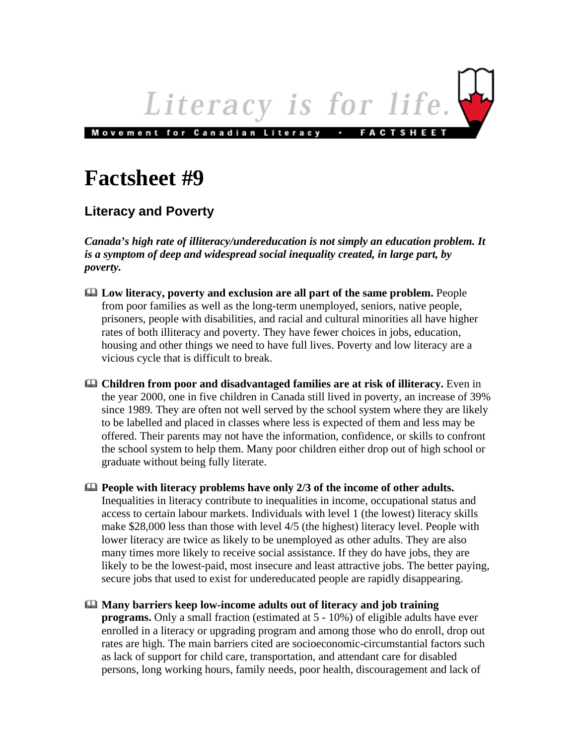Literacy is for life.

Movement for Canadian Literacy • FACTSHEET

# Factsheet #9

## Literacy and Poverty

***Canada's high rate of illiteracy/undereducation is not simply an education problem. It is a symptom of deep and widespread social inequality created, in large part, by poverty.***

- **Low literacy, poverty and exclusion are all part of the same problem.** People from poor families as well as the long-term unemployed, seniors, native people, prisoners, people with disabilities, and racial and cultural minorities all have higher rates of both illiteracy and poverty. They have fewer choices in jobs, education, housing and other things we need to have full lives. Poverty and low literacy are a vicious cycle that is difficult to break.

- **Children from poor and disadvantaged families are at risk of illiteracy.** Even in the year 2000, one in five children in Canada still lived in poverty, an increase of 39% since 1989. They are often not well served by the school system where they are likely to be labelled and placed in classes where less is expected of them and less may be offered. Their parents may not have the information, confidence, or skills to confront the school system to help them. Many poor children either drop out of high school or graduate without being fully literate.

- **People with literacy problems have only 2/3 of the income of other adults.** Inequalities in literacy contribute to inequalities in income, occupational status and access to certain labour markets. Individuals with level 1 (the lowest) literacy skills make $28,000 less than those with level 4/5 (the highest) literacy level. People with lower literacy are twice as likely to be unemployed as other adults. They are also many times more likely to receive social assistance. If they do have jobs, they are likely to be the lowest-paid, most insecure and least attractive jobs. The better paying, secure jobs that used to exist for undereducated people are rapidly disappearing.

- **Many barriers keep low-income adults out of literacy and job training programs.** Only a small fraction (estimated at 5 - 10%) of eligible adults have ever enrolled in a literacy or upgrading program and among those who do enroll, drop out rates are high. The main barriers cited are socioeconomic-circumstantial factors such as lack of support for child care, transportation, and attendant care for disabled persons, long working hours, family needs, poor health, discouragement and lack of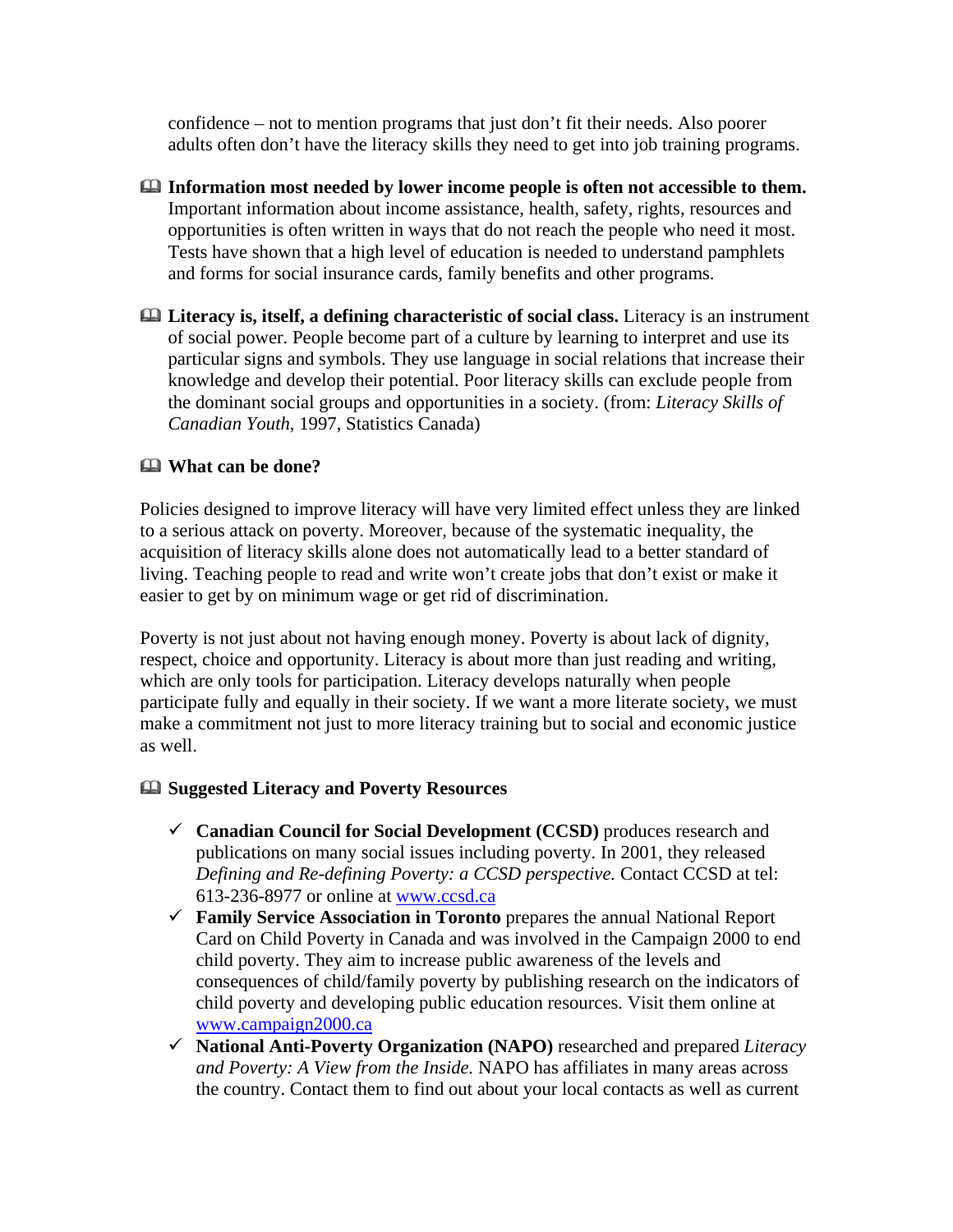confidence – not to mention programs that just don't fit their needs. Also poorer adults often don't have the literacy skills they need to get into job training programs.

- **Information most needed by lower income people is often not accessible to them.** Important information about income assistance, health, safety, rights, resources and opportunities is often written in ways that do not reach the people who need it most. Tests have shown that a high level of education is needed to understand pamphlets and forms for social insurance cards, family benefits and other programs.

- **Literacy is, itself, a defining characteristic of social class.** Literacy is an instrument of social power. People become part of a culture by learning to interpret and use its particular signs and symbols. They use language in social relations that increase their knowledge and develop their potential. Poor literacy skills can exclude people from the dominant social groups and opportunities in a society. (from: *Literacy Skills of Canadian Youth*, 1997, Statistics Canada)

### What can be done?

Policies designed to improve literacy will have very limited effect unless they are linked to a serious attack on poverty. Moreover, because of the systematic inequality, the acquisition of literacy skills alone does not automatically lead to a better standard of living. Teaching people to read and write won't create jobs that don't exist or make it easier to get by on minimum wage or get rid of discrimination.

Poverty is not just about not having enough money. Poverty is about lack of dignity, respect, choice and opportunity. Literacy is about more than just reading and writing, which are only tools for participation. Literacy develops naturally when people participate fully and equally in their society. If we want a more literate society, we must make a commitment not just to more literacy training but to social and economic justice as well.

### Suggested Literacy and Poverty Resources

- ✓ **Canadian Council for Social Development (CCSD)** produces research and publications on many social issues including poverty. In 2001, they released *Defining and Re-defining Poverty: a CCSD perspective.* Contact CCSD at tel: 613-236-8977 or online at www.ccsd.ca
- ✓ **Family Service Association in Toronto** prepares the annual National Report Card on Child Poverty in Canada and was involved in the Campaign 2000 to end child poverty. They aim to increase public awareness of the levels and consequences of child/family poverty by publishing research on the indicators of child poverty and developing public education resources. Visit them online at www.campaign2000.ca
- ✓ **National Anti-Poverty Organization (NAPO)** researched and prepared *Literacy and Poverty: A View from the Inside.* NAPO has affiliates in many areas across the country. Contact them to find out about your local contacts as well as current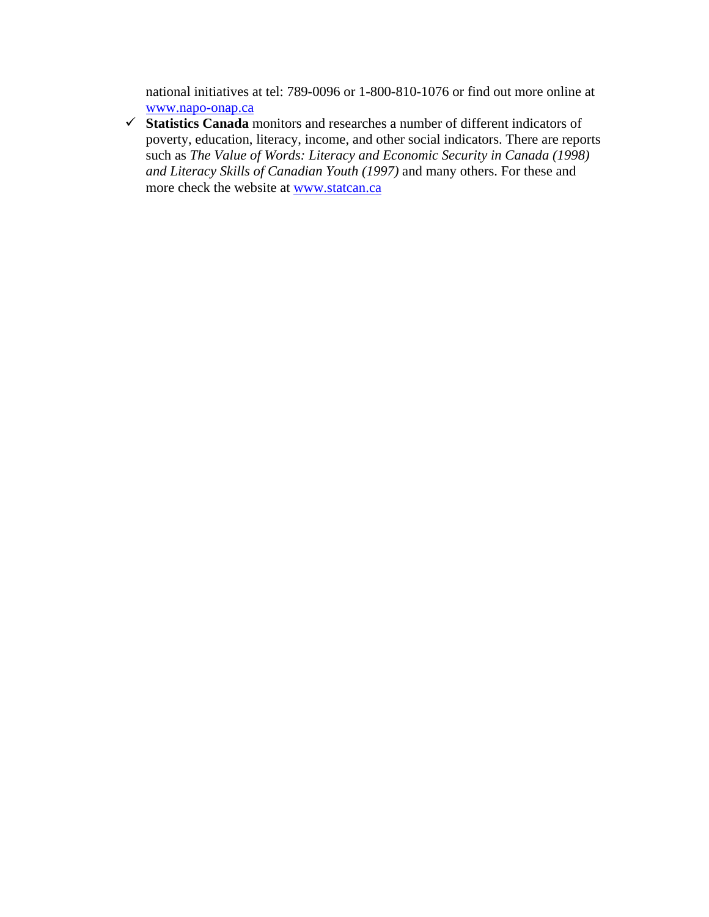national initiatives at tel: 789-0096 or 1-800-810-1076 or find out more online at www.napo-onap.ca

- ✓ **Statistics Canada** monitors and researches a number of different indicators of poverty, education, literacy, income, and other social indicators. There are reports such as *The Value of Words: Literacy and Economic Security in Canada (1998) and Literacy Skills of Canadian Youth (1997)* and many others. For these and more check the website at www.statcan.ca